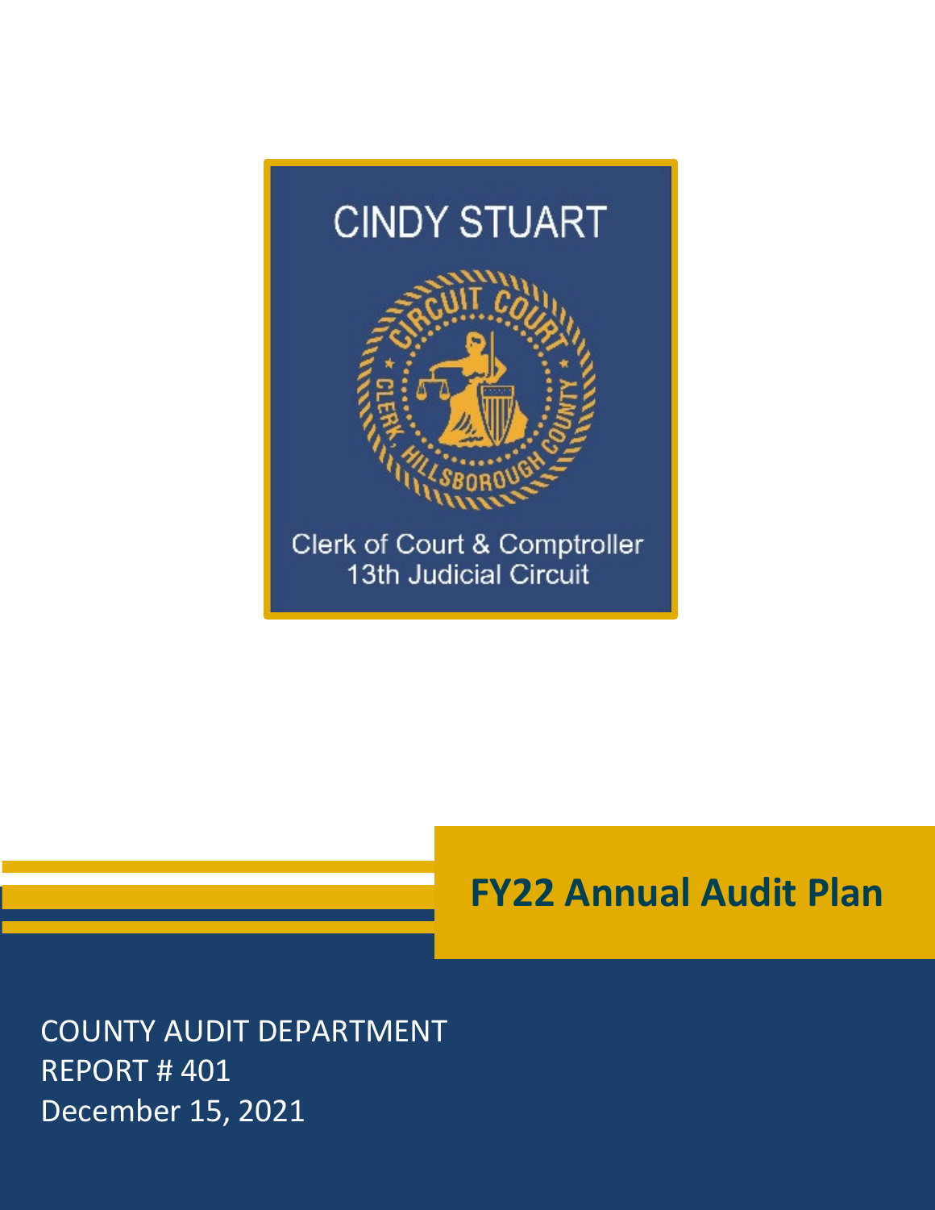CINDY STUART

Clerk of Court & Comptroller
13th Judicial Circuit

# FY22 Annual Audit Plan

COUNTY AUDIT DEPARTMENT
REPORT # 401
December 15, 2021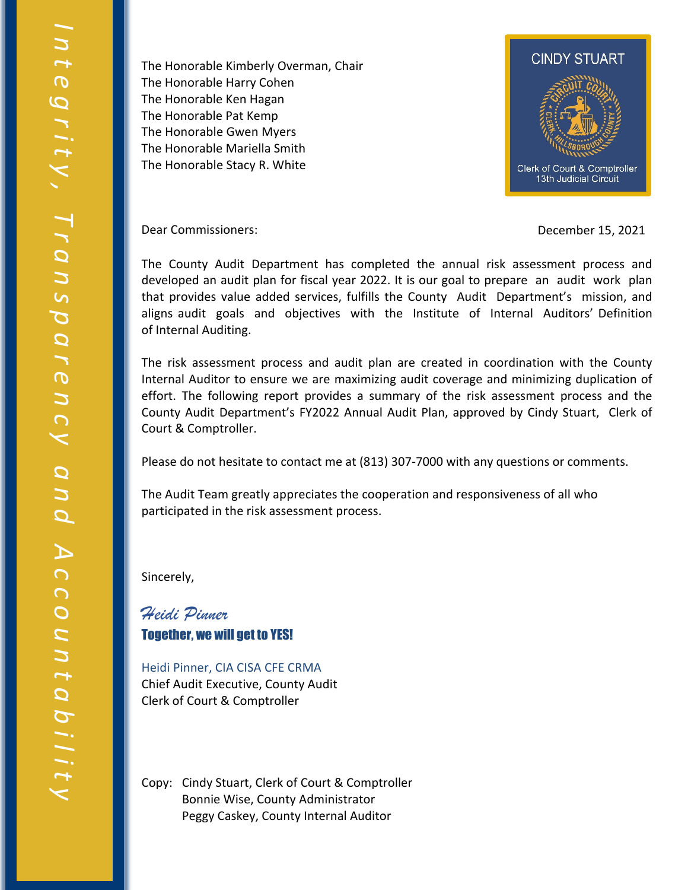The Honorable Kimberly Overman, Chair
The Honorable Harry Cohen
The Honorable Ken Hagan
The Honorable Pat Kemp
The Honorable Gwen Myers
The Honorable Mariella Smith
The Honorable Stacy R. White

CINDY STUART
Clerk of Court & Comptroller
13th Judicial Circuit

Dear Commissioners:

December 15, 2021

The County Audit Department has completed the annual risk assessment process and developed an audit plan for fiscal year 2022. It is our goal to prepare an audit work plan that provides value added services, fulfills the County Audit Department's mission, and aligns audit goals and objectives with the Institute of Internal Auditors' Definition of Internal Auditing.

The risk assessment process and audit plan are created in coordination with the County Internal Auditor to ensure we are maximizing audit coverage and minimizing duplication of effort. The following report provides a summary of the risk assessment process and the County Audit Department's FY2022 Annual Audit Plan, approved by Cindy Stuart, Clerk of Court & Comptroller.

Please do not hesitate to contact me at (813) 307-7000 with any questions or comments.

The Audit Team greatly appreciates the cooperation and responsiveness of all who participated in the risk assessment process.

Sincerely,

*Heidi Pinner*

**Together, we will get to YES!**

Heidi Pinner, CIA CISA CFE CRMA
Chief Audit Executive, County Audit
Clerk of Court & Comptroller

Copy: Cindy Stuart, Clerk of Court & Comptroller
Bonnie Wise, County Administrator
Peggy Caskey, County Internal Auditor

*Integrity, Transparency and Accountability*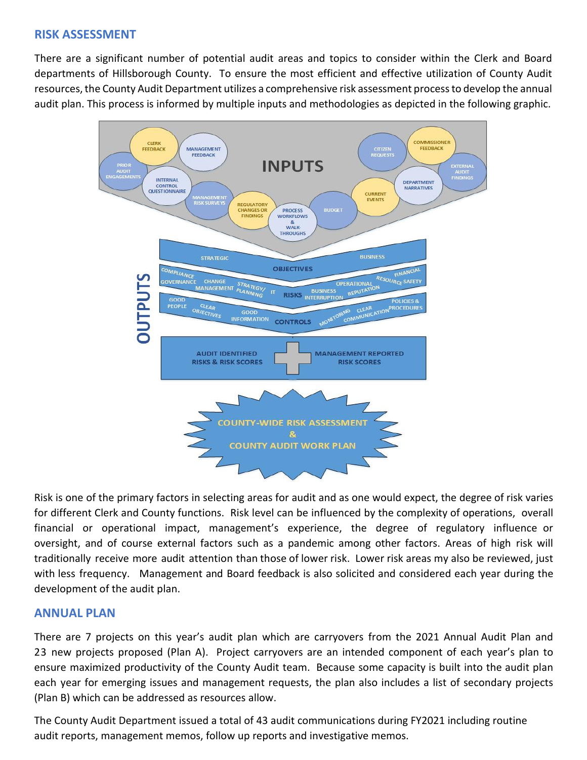## RISK ASSESSMENT

There are a significant number of potential audit areas and topics to consider within the Clerk and Board departments of Hillsborough County. To ensure the most efficient and effective utilization of County Audit resources, the County Audit Department utilizes a comprehensive risk assessment process to develop the annual audit plan. This process is informed by multiple inputs and methodologies as depicted in the following graphic.

Risk is one of the primary factors in selecting areas for audit and as one would expect, the degree of risk varies for different Clerk and County functions. Risk level can be influenced by the complexity of operations, overall financial or operational impact, management's experience, the degree of regulatory influence or oversight, and of course external factors such as a pandemic among other factors. Areas of high risk will traditionally receive more audit attention than those of lower risk. Lower risk areas my also be reviewed, just with less frequency. Management and Board feedback is also solicited and considered each year during the development of the audit plan.

## ANNUAL PLAN

There are 7 projects on this year's audit plan which are carryovers from the 2021 Annual Audit Plan and 23 new projects proposed (Plan A). Project carryovers are an intended component of each year's plan to ensure maximized productivity of the County Audit team. Because some capacity is built into the audit plan each year for emerging issues and management requests, the plan also includes a list of secondary projects (Plan B) which can be addressed as resources allow.

The County Audit Department issued a total of 43 audit communications during FY2021 including routine audit reports, management memos, follow up reports and investigative memos.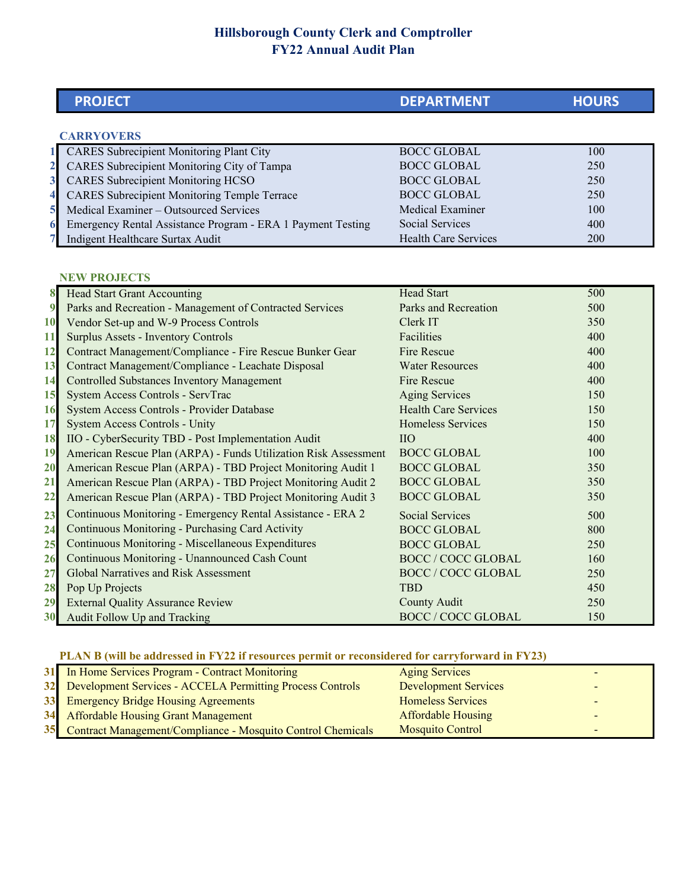# Hillsborough County Clerk and Comptroller
## FY22 Annual Audit Plan

| # | PROJECT | DEPARTMENT | HOURS |
|---|---|---|---|
| | **CARRYOVERS** | | |
| 1 | CARES Subrecipient Monitoring Plant City | BOCC GLOBAL | 100 |
| 2 | CARES Subrecipient Monitoring City of Tampa | BOCC GLOBAL | 250 |
| 3 | CARES Subrecipient Monitoring HCSO | BOCC GLOBAL | 250 |
| 4 | CARES Subrecipient Monitoring Temple Terrace | BOCC GLOBAL | 250 |
| 5 | Medical Examiner – Outsourced Services | Medical Examiner | 100 |
| 6 | Emergency Rental Assistance Program - ERA 1 Payment Testing | Social Services | 400 |
| 7 | Indigent Healthcare Surtax Audit | Health Care Services | 200 |
| | **NEW PROJECTS** | | |
| 8 | Head Start Grant Accounting | Head Start | 500 |
| 9 | Parks and Recreation - Management of Contracted Services | Parks and Recreation | 500 |
| 10 | Vendor Set-up and W-9 Process Controls | Clerk IT | 350 |
| 11 | Surplus Assets - Inventory Controls | Facilities | 400 |
| 12 | Contract Management/Compliance - Fire Rescue Bunker Gear | Fire Rescue | 400 |
| 13 | Contract Management/Compliance - Leachate Disposal | Water Resources | 400 |
| 14 | Controlled Substances Inventory Management | Fire Rescue | 400 |
| 15 | System Access Controls - ServTrac | Aging Services | 150 |
| 16 | System Access Controls - Provider Database | Health Care Services | 150 |
| 17 | System Access Controls - Unity | Homeless Services | 150 |
| 18 | IIO - CyberSecurity TBD - Post Implementation Audit | IIO | 400 |
| 19 | American Rescue Plan (ARPA) - Funds Utilization Risk Assessment | BOCC GLOBAL | 100 |
| 20 | American Rescue Plan (ARPA) - TBD Project Monitoring Audit 1 | BOCC GLOBAL | 350 |
| 21 | American Rescue Plan (ARPA) - TBD Project Monitoring Audit 2 | BOCC GLOBAL | 350 |
| 22 | American Rescue Plan (ARPA) - TBD Project Monitoring Audit 3 | BOCC GLOBAL | 350 |
| 23 | Continuous Monitoring - Emergency Rental Assistance - ERA 2 | Social Services | 500 |
| 24 | Continuous Monitoring - Purchasing Card Activity | BOCC GLOBAL | 800 |
| 25 | Continuous Monitoring - Miscellaneous Expenditures | BOCC GLOBAL | 250 |
| 26 | Continuous Monitoring - Unannounced Cash Count | BOCC / COCC GLOBAL | 160 |
| 27 | Global Narratives and Risk Assessment | BOCC / COCC GLOBAL | 250 |
| 28 | Pop Up Projects | TBD | 450 |
| 29 | External Quality Assurance Review | County Audit | 250 |
| 30 | Audit Follow Up and Tracking | BOCC / COCC GLOBAL | 150 |
| | **PLAN B (will be addressed in FY22 if resources permit or reconsidered for carryforward in FY23)** | | |
| 31 | In Home Services Program - Contract Monitoring | Aging Services | - |
| 32 | Development Services - ACCELA Permitting Process Controls | Development Services | - |
| 33 | Emergency Bridge Housing Agreements | Homeless Services | - |
| 34 | Affordable Housing Grant Management | Affordable Housing | - |
| 35 | Contract Management/Compliance - Mosquito Control Chemicals | Mosquito Control | - |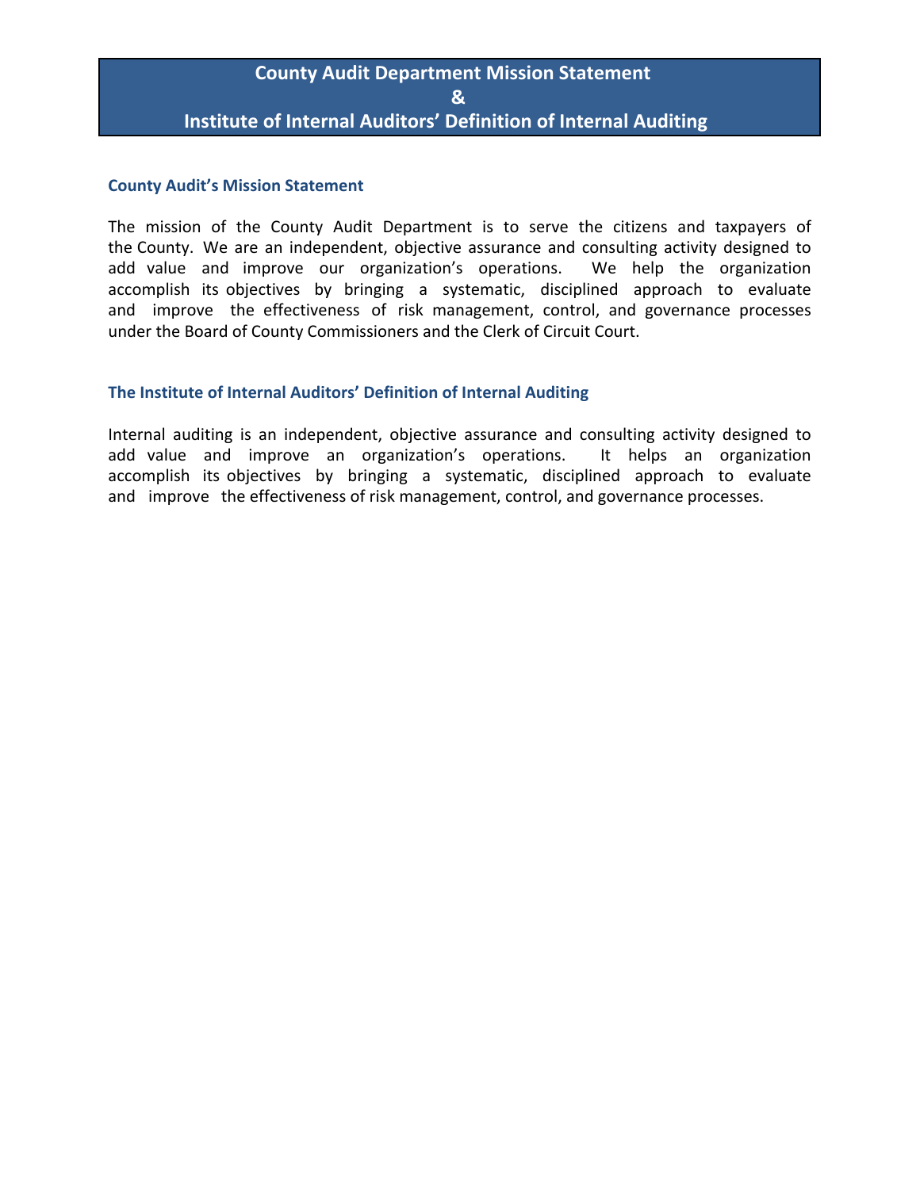# County Audit Department Mission Statement & Institute of Internal Auditors' Definition of Internal Auditing

## County Audit's Mission Statement

The mission of the County Audit Department is to serve the citizens and taxpayers of the County. We are an independent, objective assurance and consulting activity designed to add value and improve our organization's operations. We help the organization accomplish its objectives by bringing a systematic, disciplined approach to evaluate and improve the effectiveness of risk management, control, and governance processes under the Board of County Commissioners and the Clerk of Circuit Court.

## The Institute of Internal Auditors' Definition of Internal Auditing

Internal auditing is an independent, objective assurance and consulting activity designed to add value and improve an organization's operations. It helps an organization accomplish its objectives by bringing a systematic, disciplined approach to evaluate and improve the effectiveness of risk management, control, and governance processes.